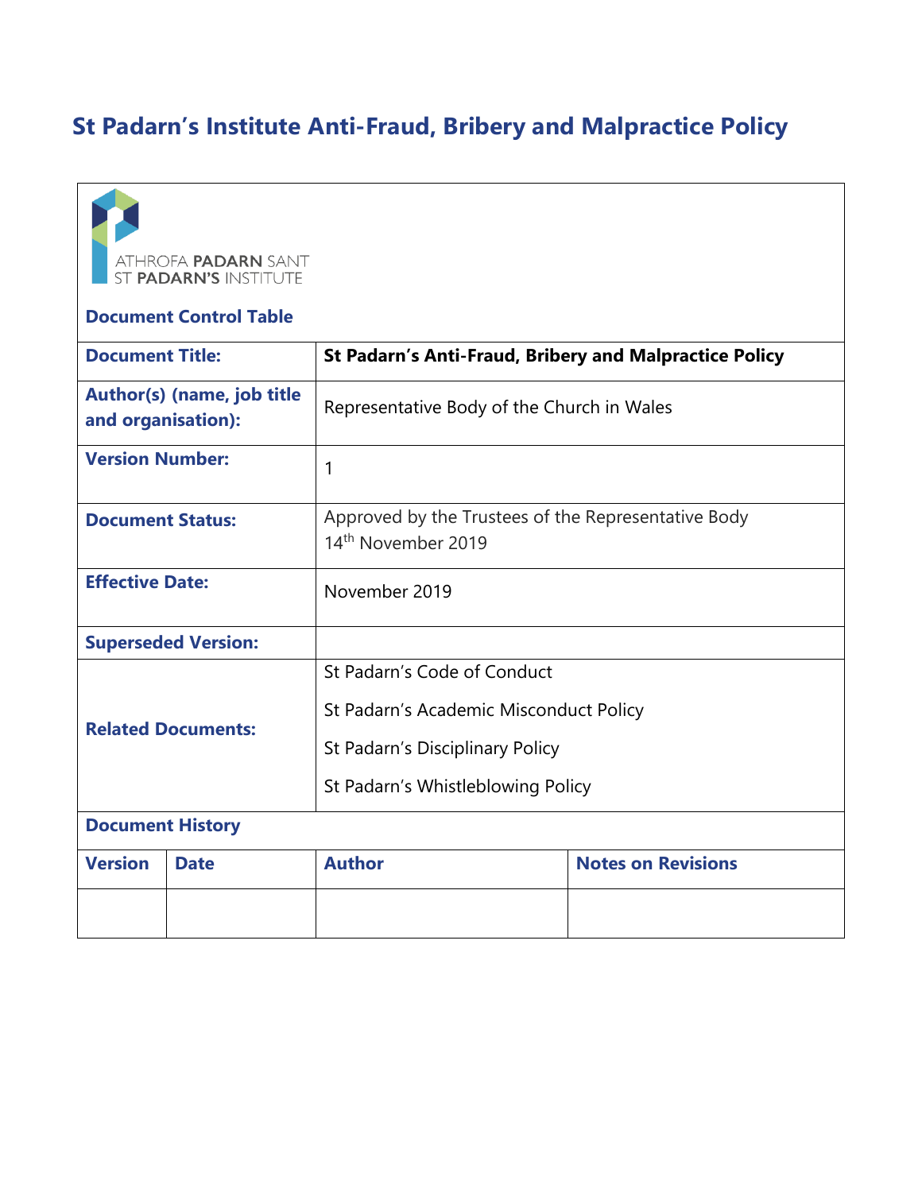# St Padarn's Institute Anti-Fraud, Bribery and Malpractice Policy

ATHROFA PADARN SANT
ST PADARN'S INSTITUTE

**Document Control Table**

| **Document Title:** | **St Padarn's Anti-Fraud, Bribery and Malpractice Policy** |
|---|---|
| **Author(s) (name, job title and organisation):** | Representative Body of the Church in Wales |
| **Version Number:** | 1 |
| **Document Status:** | Approved by the Trustees of the Representative Body 14th November 2019 |
| **Effective Date:** | November 2019 |
| **Superseded Version:** | |
| **Related Documents:** | St Padarn's Code of Conduct<br>St Padarn's Academic Misconduct Policy<br>St Padarn's Disciplinary Policy<br>St Padarn's Whistleblowing Policy |

**Document History**

| Version | Date | Author | Notes on Revisions |
|---|---|---|---|
| | | | |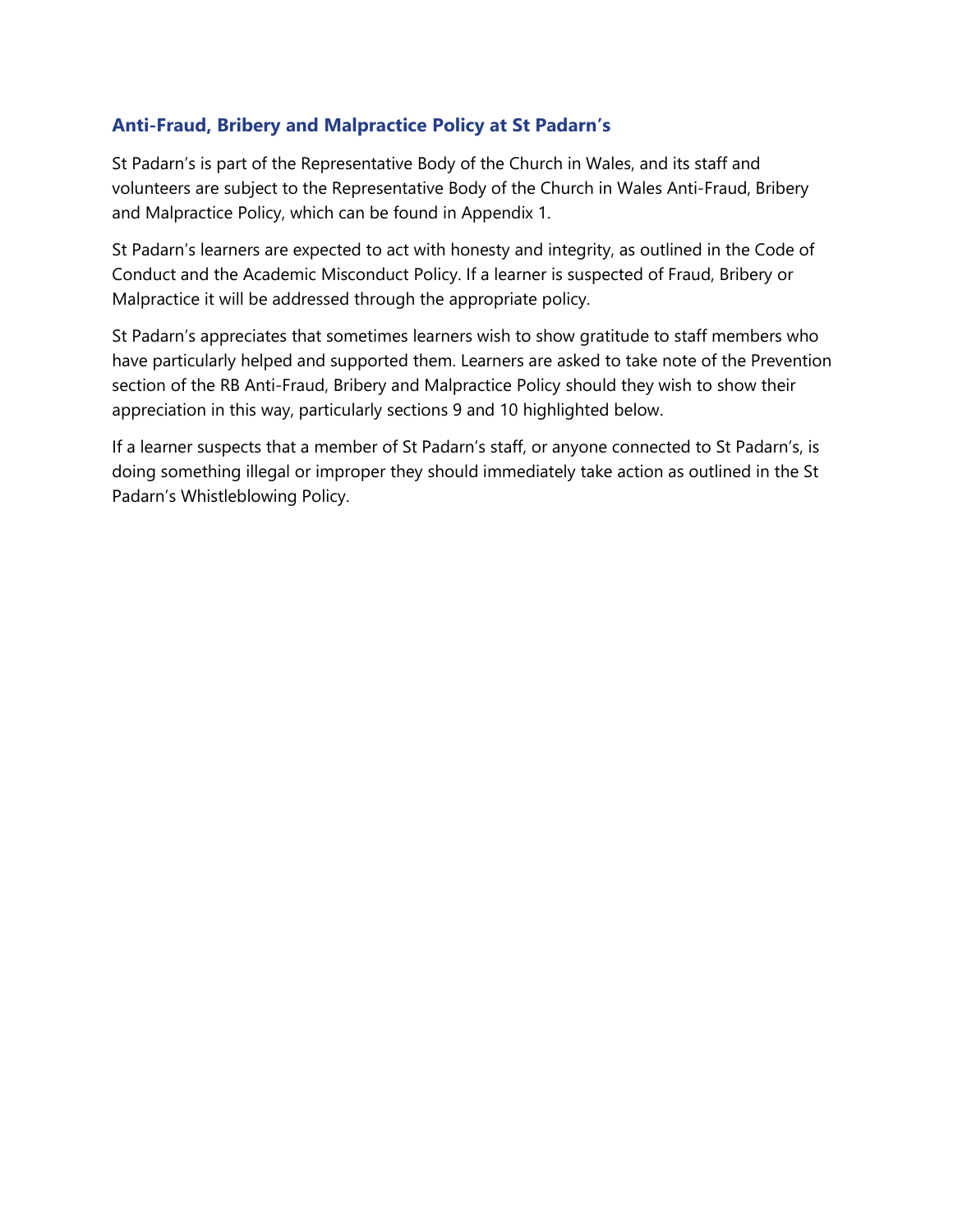## Anti-Fraud, Bribery and Malpractice Policy at St Padarn's

St Padarn's is part of the Representative Body of the Church in Wales, and its staff and volunteers are subject to the Representative Body of the Church in Wales Anti-Fraud, Bribery and Malpractice Policy, which can be found in Appendix 1.

St Padarn's learners are expected to act with honesty and integrity, as outlined in the Code of Conduct and the Academic Misconduct Policy. If a learner is suspected of Fraud, Bribery or Malpractice it will be addressed through the appropriate policy.

St Padarn's appreciates that sometimes learners wish to show gratitude to staff members who have particularly helped and supported them. Learners are asked to take note of the Prevention section of the RB Anti-Fraud, Bribery and Malpractice Policy should they wish to show their appreciation in this way, particularly sections 9 and 10 highlighted below.

If a learner suspects that a member of St Padarn's staff, or anyone connected to St Padarn's, is doing something illegal or improper they should immediately take action as outlined in the St Padarn's Whistleblowing Policy.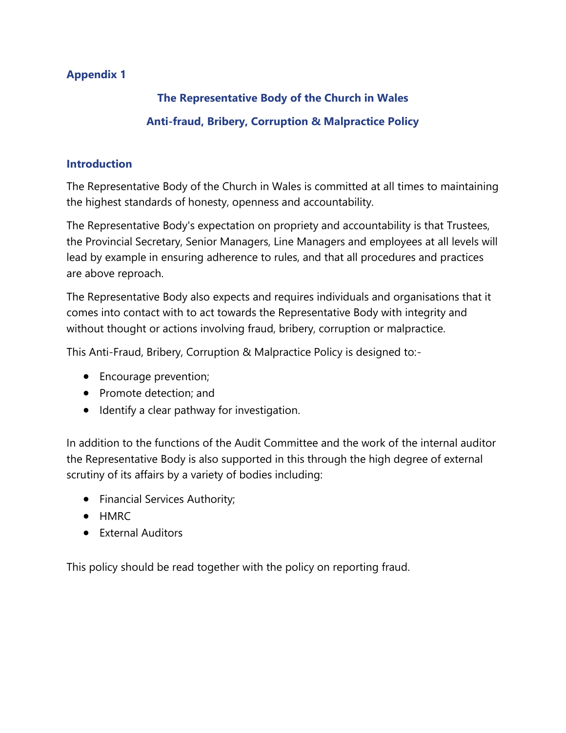**Appendix 1**

## The Representative Body of the Church in Wales

## Anti-fraud, Bribery, Corruption & Malpractice Policy

### Introduction

The Representative Body of the Church in Wales is committed at all times to maintaining the highest standards of honesty, openness and accountability.

The Representative Body's expectation on propriety and accountability is that Trustees, the Provincial Secretary, Senior Managers, Line Managers and employees at all levels will lead by example in ensuring adherence to rules, and that all procedures and practices are above reproach.

The Representative Body also expects and requires individuals and organisations that it comes into contact with to act towards the Representative Body with integrity and without thought or actions involving fraud, bribery, corruption or malpractice.

This Anti-Fraud, Bribery, Corruption & Malpractice Policy is designed to:-

- Encourage prevention;
- Promote detection; and
- Identify a clear pathway for investigation.

In addition to the functions of the Audit Committee and the work of the internal auditor the Representative Body is also supported in this through the high degree of external scrutiny of its affairs by a variety of bodies including:

- Financial Services Authority;
- HMRC
- External Auditors

This policy should be read together with the policy on reporting fraud.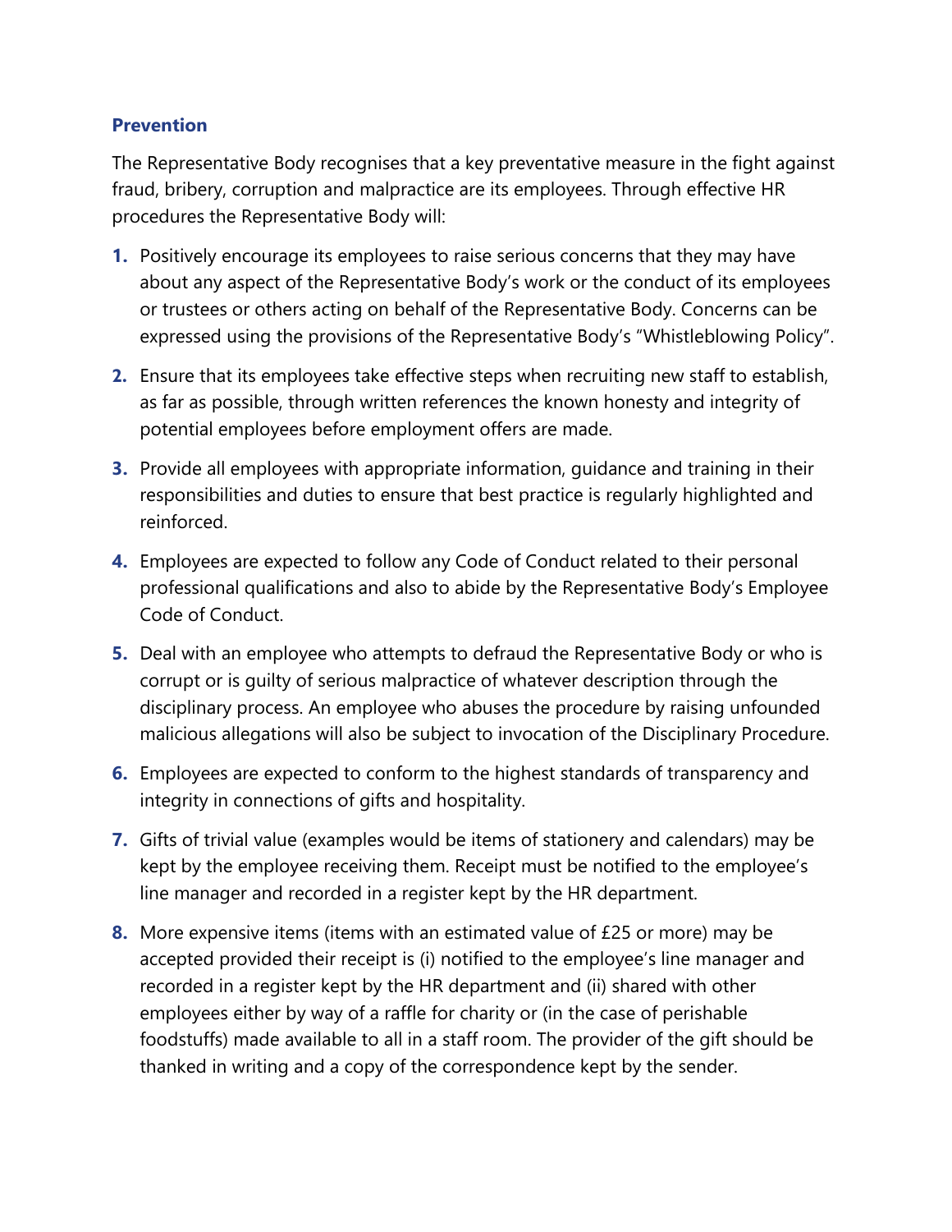### Prevention

The Representative Body recognises that a key preventative measure in the fight against fraud, bribery, corruption and malpractice are its employees. Through effective HR procedures the Representative Body will:

1. Positively encourage its employees to raise serious concerns that they may have about any aspect of the Representative Body's work or the conduct of its employees or trustees or others acting on behalf of the Representative Body. Concerns can be expressed using the provisions of the Representative Body's "Whistleblowing Policy".
2. Ensure that its employees take effective steps when recruiting new staff to establish, as far as possible, through written references the known honesty and integrity of potential employees before employment offers are made.
3. Provide all employees with appropriate information, guidance and training in their responsibilities and duties to ensure that best practice is regularly highlighted and reinforced.
4. Employees are expected to follow any Code of Conduct related to their personal professional qualifications and also to abide by the Representative Body's Employee Code of Conduct.
5. Deal with an employee who attempts to defraud the Representative Body or who is corrupt or is guilty of serious malpractice of whatever description through the disciplinary process. An employee who abuses the procedure by raising unfounded malicious allegations will also be subject to invocation of the Disciplinary Procedure.
6. Employees are expected to conform to the highest standards of transparency and integrity in connections of gifts and hospitality.
7. Gifts of trivial value (examples would be items of stationery and calendars) may be kept by the employee receiving them. Receipt must be notified to the employee's line manager and recorded in a register kept by the HR department.
8. More expensive items (items with an estimated value of £25 or more) may be accepted provided their receipt is (i) notified to the employee's line manager and recorded in a register kept by the HR department and (ii) shared with other employees either by way of a raffle for charity or (in the case of perishable foodstuffs) made available to all in a staff room. The provider of the gift should be thanked in writing and a copy of the correspondence kept by the sender.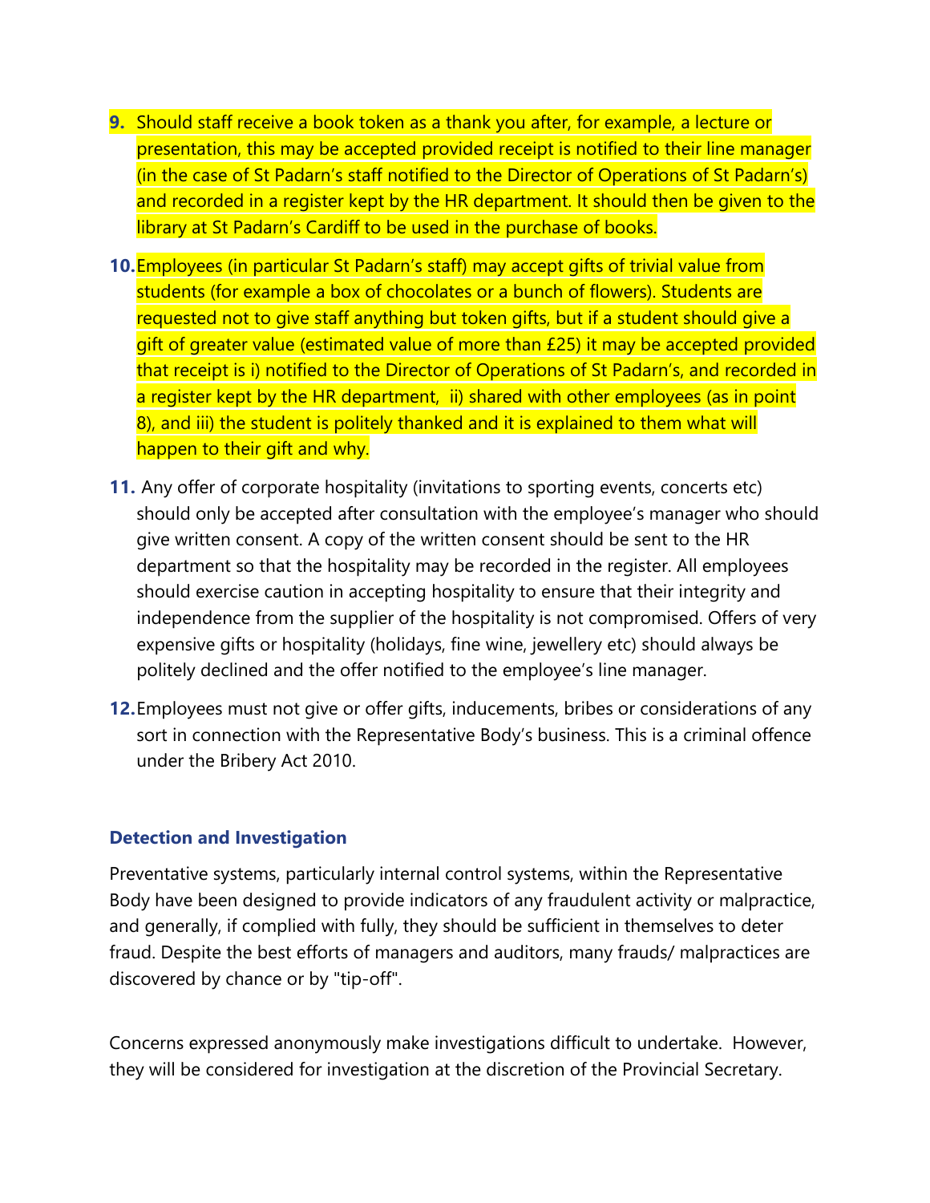9. Should staff receive a book token as a thank you after, for example, a lecture or presentation, this may be accepted provided receipt is notified to their line manager (in the case of St Padarn's staff notified to the Director of Operations of St Padarn's) and recorded in a register kept by the HR department. It should then be given to the library at St Padarn's Cardiff to be used in the purchase of books.

10. Employees (in particular St Padarn's staff) may accept gifts of trivial value from students (for example a box of chocolates or a bunch of flowers). Students are requested not to give staff anything but token gifts, but if a student should give a gift of greater value (estimated value of more than £25) it may be accepted provided that receipt is i) notified to the Director of Operations of St Padarn's, and recorded in a register kept by the HR department, ii) shared with other employees (as in point 8), and iii) the student is politely thanked and it is explained to them what will happen to their gift and why.

11. Any offer of corporate hospitality (invitations to sporting events, concerts etc) should only be accepted after consultation with the employee's manager who should give written consent. A copy of the written consent should be sent to the HR department so that the hospitality may be recorded in the register. All employees should exercise caution in accepting hospitality to ensure that their integrity and independence from the supplier of the hospitality is not compromised. Offers of very expensive gifts or hospitality (holidays, fine wine, jewellery etc) should always be politely declined and the offer notified to the employee's line manager.

12. Employees must not give or offer gifts, inducements, bribes or considerations of any sort in connection with the Representative Body's business. This is a criminal offence under the Bribery Act 2010.

### Detection and Investigation

Preventative systems, particularly internal control systems, within the Representative Body have been designed to provide indicators of any fraudulent activity or malpractice, and generally, if complied with fully, they should be sufficient in themselves to deter fraud. Despite the best efforts of managers and auditors, many frauds/ malpractices are discovered by chance or by "tip-off".

Concerns expressed anonymously make investigations difficult to undertake. However, they will be considered for investigation at the discretion of the Provincial Secretary.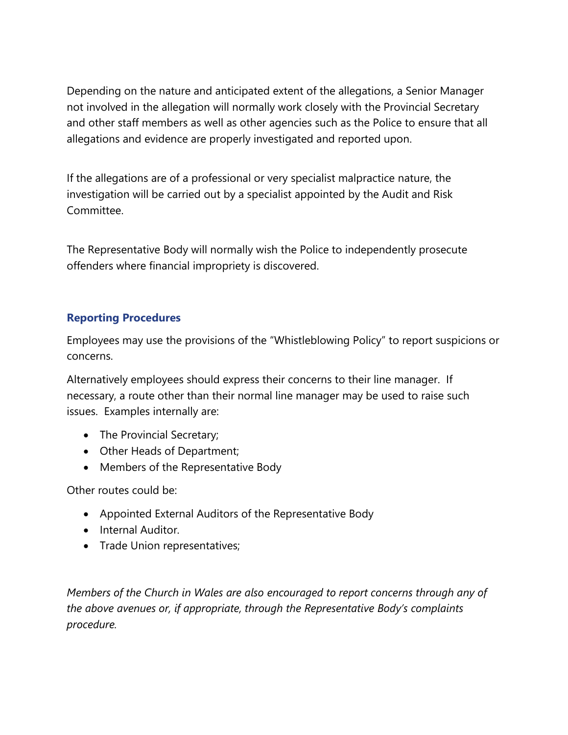Depending on the nature and anticipated extent of the allegations, a Senior Manager not involved in the allegation will normally work closely with the Provincial Secretary and other staff members as well as other agencies such as the Police to ensure that all allegations and evidence are properly investigated and reported upon.

If the allegations are of a professional or very specialist malpractice nature, the investigation will be carried out by a specialist appointed by the Audit and Risk Committee.

The Representative Body will normally wish the Police to independently prosecute offenders where financial impropriety is discovered.

## Reporting Procedures

Employees may use the provisions of the "Whistleblowing Policy" to report suspicions or concerns.

Alternatively employees should express their concerns to their line manager. If necessary, a route other than their normal line manager may be used to raise such issues. Examples internally are:

- The Provincial Secretary;
- Other Heads of Department;
- Members of the Representative Body

Other routes could be:

- Appointed External Auditors of the Representative Body
- Internal Auditor.
- Trade Union representatives;

*Members of the Church in Wales are also encouraged to report concerns through any of the above avenues or, if appropriate, through the Representative Body's complaints procedure.*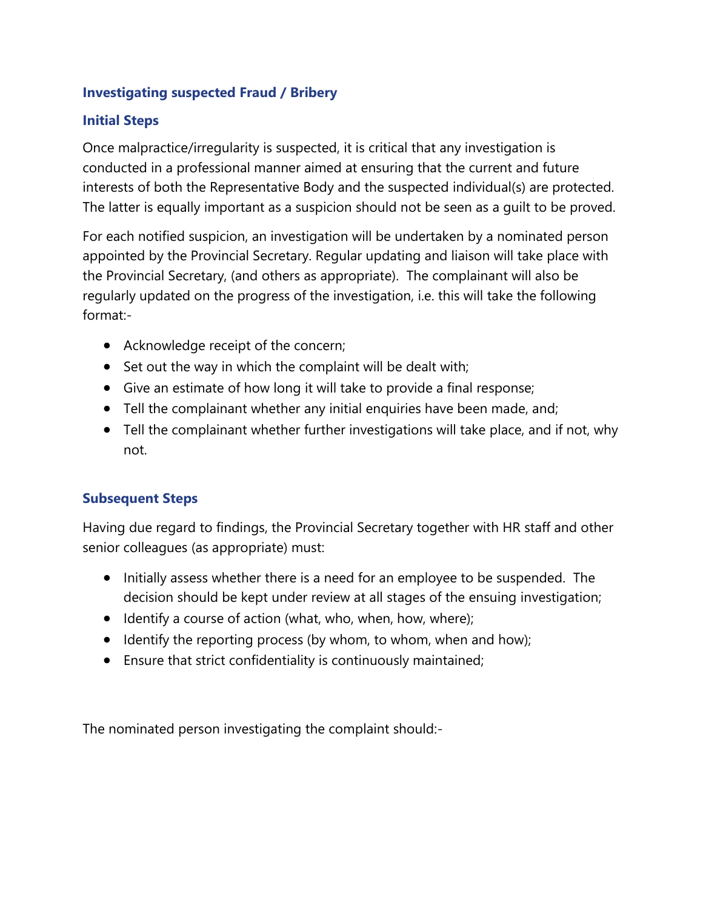### Investigating suspected Fraud / Bribery

### Initial Steps

Once malpractice/irregularity is suspected, it is critical that any investigation is conducted in a professional manner aimed at ensuring that the current and future interests of both the Representative Body and the suspected individual(s) are protected. The latter is equally important as a suspicion should not be seen as a guilt to be proved.

For each notified suspicion, an investigation will be undertaken by a nominated person appointed by the Provincial Secretary. Regular updating and liaison will take place with the Provincial Secretary, (and others as appropriate). The complainant will also be regularly updated on the progress of the investigation, i.e. this will take the following format:-

- Acknowledge receipt of the concern;
- Set out the way in which the complaint will be dealt with;
- Give an estimate of how long it will take to provide a final response;
- Tell the complainant whether any initial enquiries have been made, and;
- Tell the complainant whether further investigations will take place, and if not, why not.

### Subsequent Steps

Having due regard to findings, the Provincial Secretary together with HR staff and other senior colleagues (as appropriate) must:

- Initially assess whether there is a need for an employee to be suspended. The decision should be kept under review at all stages of the ensuing investigation;
- Identify a course of action (what, who, when, how, where);
- Identify the reporting process (by whom, to whom, when and how);
- Ensure that strict confidentiality is continuously maintained;

The nominated person investigating the complaint should:-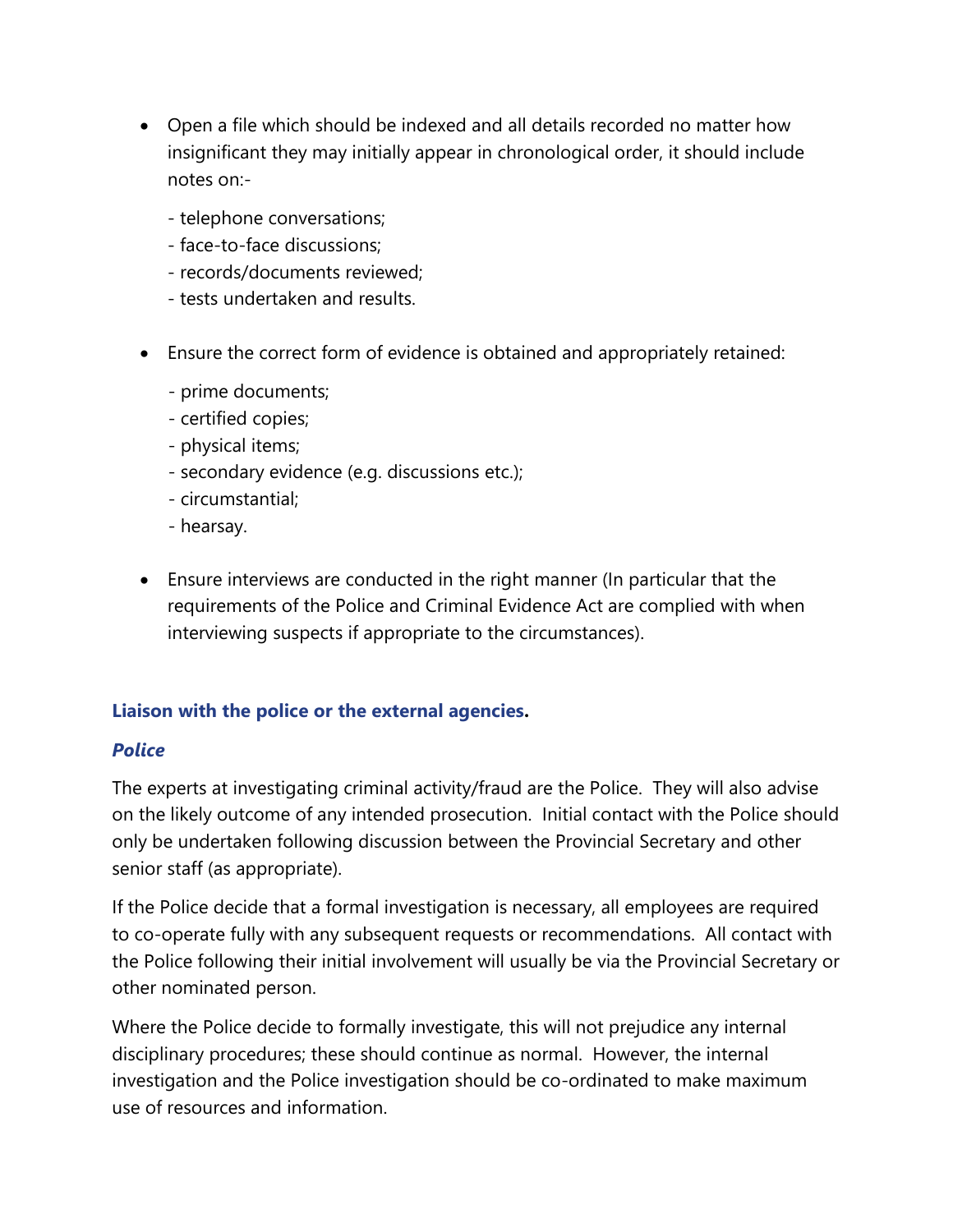- Open a file which should be indexed and all details recorded no matter how insignificant they may initially appear in chronological order, it should include notes on:-

  - telephone conversations;
  - face-to-face discussions;
  - records/documents reviewed;
  - tests undertaken and results.

- Ensure the correct form of evidence is obtained and appropriately retained:

  - prime documents;
  - certified copies;
  - physical items;
  - secondary evidence (e.g. discussions etc.);
  - circumstantial;
  - hearsay.

- Ensure interviews are conducted in the right manner (In particular that the requirements of the Police and Criminal Evidence Act are complied with when interviewing suspects if appropriate to the circumstances).

## Liaison with the police or the external agencies.

### *Police*

The experts at investigating criminal activity/fraud are the Police. They will also advise on the likely outcome of any intended prosecution. Initial contact with the Police should only be undertaken following discussion between the Provincial Secretary and other senior staff (as appropriate).

If the Police decide that a formal investigation is necessary, all employees are required to co-operate fully with any subsequent requests or recommendations. All contact with the Police following their initial involvement will usually be via the Provincial Secretary or other nominated person.

Where the Police decide to formally investigate, this will not prejudice any internal disciplinary procedures; these should continue as normal. However, the internal investigation and the Police investigation should be co-ordinated to make maximum use of resources and information.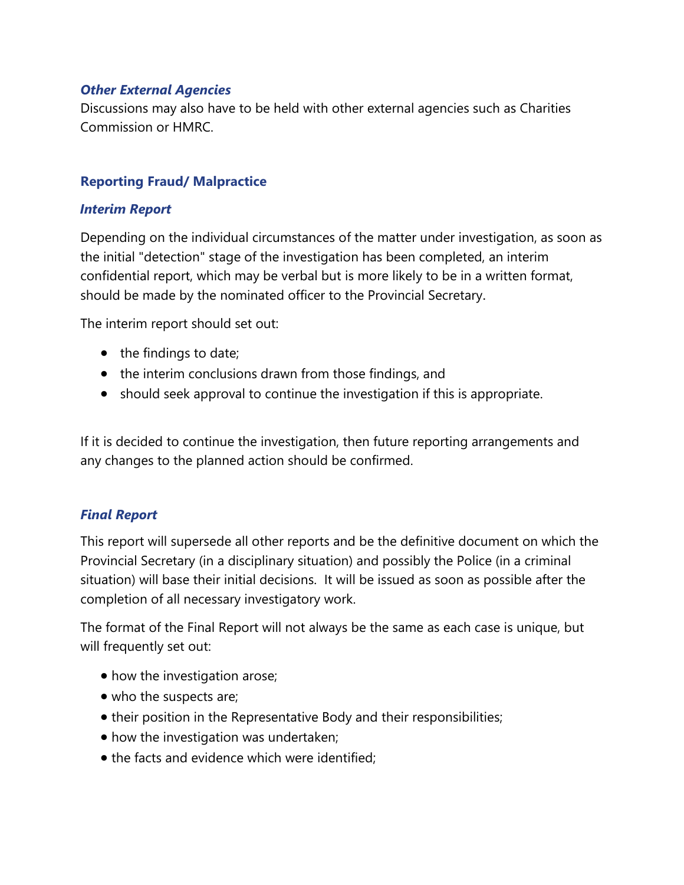### *Other External Agencies*

Discussions may also have to be held with other external agencies such as Charities Commission or HMRC.

## Reporting Fraud/ Malpractice

### *Interim Report*

Depending on the individual circumstances of the matter under investigation, as soon as the initial "detection" stage of the investigation has been completed, an interim confidential report, which may be verbal but is more likely to be in a written format, should be made by the nominated officer to the Provincial Secretary.

The interim report should set out:

- the findings to date;
- the interim conclusions drawn from those findings, and
- should seek approval to continue the investigation if this is appropriate.

If it is decided to continue the investigation, then future reporting arrangements and any changes to the planned action should be confirmed.

### *Final Report*

This report will supersede all other reports and be the definitive document on which the Provincial Secretary (in a disciplinary situation) and possibly the Police (in a criminal situation) will base their initial decisions. It will be issued as soon as possible after the completion of all necessary investigatory work.

The format of the Final Report will not always be the same as each case is unique, but will frequently set out:

- how the investigation arose;
- who the suspects are;
- their position in the Representative Body and their responsibilities;
- how the investigation was undertaken;
- the facts and evidence which were identified;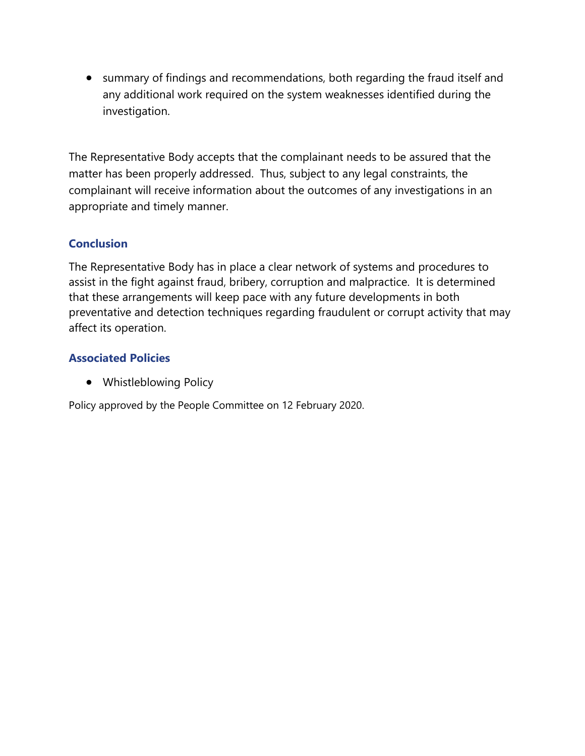- summary of findings and recommendations, both regarding the fraud itself and any additional work required on the system weaknesses identified during the investigation.

The Representative Body accepts that the complainant needs to be assured that the matter has been properly addressed. Thus, subject to any legal constraints, the complainant will receive information about the outcomes of any investigations in an appropriate and timely manner.

## Conclusion

The Representative Body has in place a clear network of systems and procedures to assist in the fight against fraud, bribery, corruption and malpractice. It is determined that these arrangements will keep pace with any future developments in both preventative and detection techniques regarding fraudulent or corrupt activity that may affect its operation.

## Associated Policies

- Whistleblowing Policy

Policy approved by the People Committee on 12 February 2020.